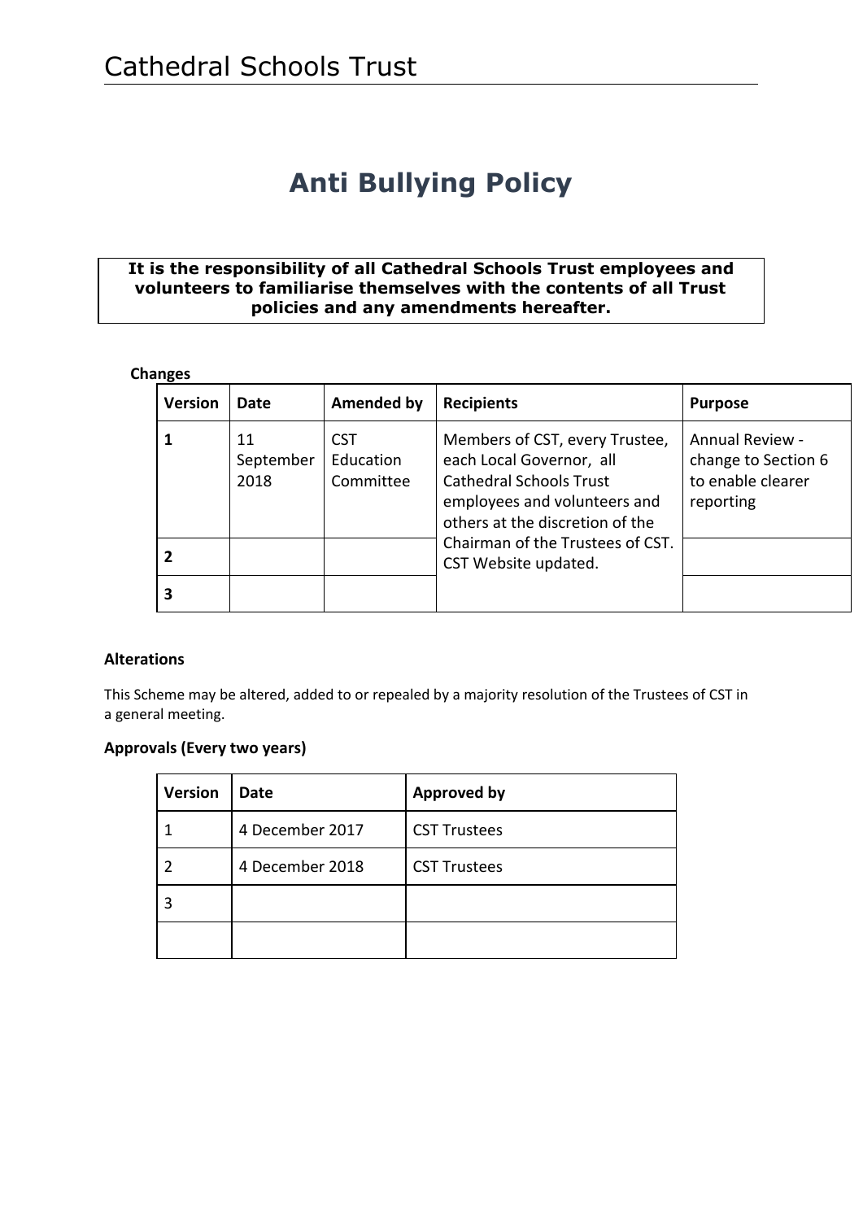# Cathedral Schools Trust

## Anti Bullying Policy

**It is the responsibility of all Cathedral Schools Trust employees and volunteers to familiarise themselves with the contents of all Trust policies and any amendments hereafter.**

**Changes**

| Version | Date | Amended by | Recipients | Purpose |
|---|---|---|---|---|
| **1** | 11 September 2018 | CST Education Committee | Members of CST, every Trustee, each Local Governor, all Cathedral Schools Trust employees and volunteers and others at the discretion of the Chairman of the Trustees of CST. CST Website updated. | Annual Review - change to Section 6 to enable clearer reporting |
| **2** | | | | |
| **3** | | | | |

**Alterations**

This Scheme may be altered, added to or repealed by a majority resolution of the Trustees of CST in a general meeting.

**Approvals (Every two years)**

| Version | Date | Approved by |
|---|---|---|
| 1 | 4 December 2017 | CST Trustees |
| 2 | 4 December 2018 | CST Trustees |
| 3 | | |
| | | |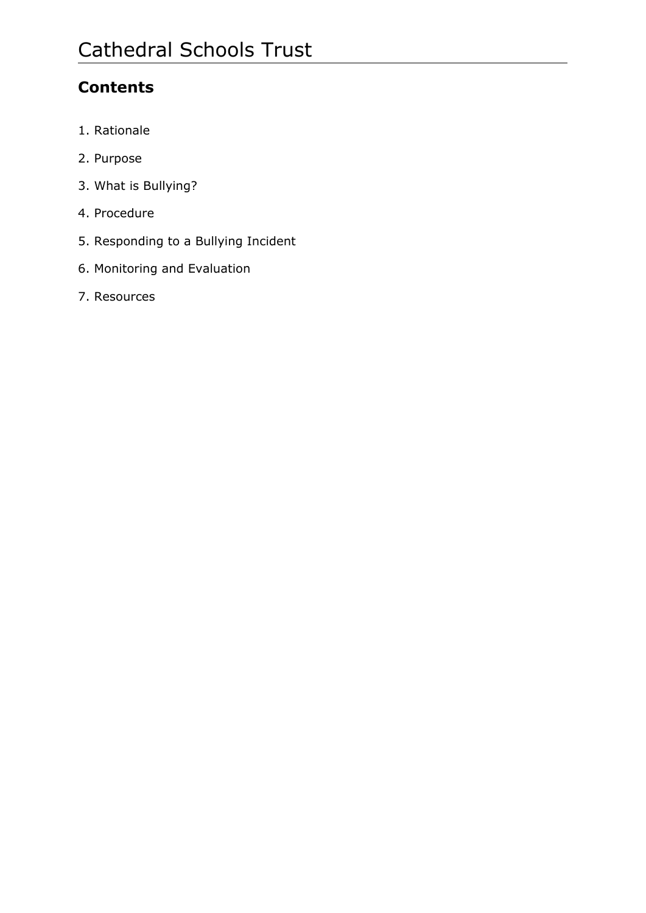# Cathedral Schools Trust

## Contents

1. Rationale
2. Purpose
3. What is Bullying?
4. Procedure
5. Responding to a Bullying Incident
6. Monitoring and Evaluation
7. Resources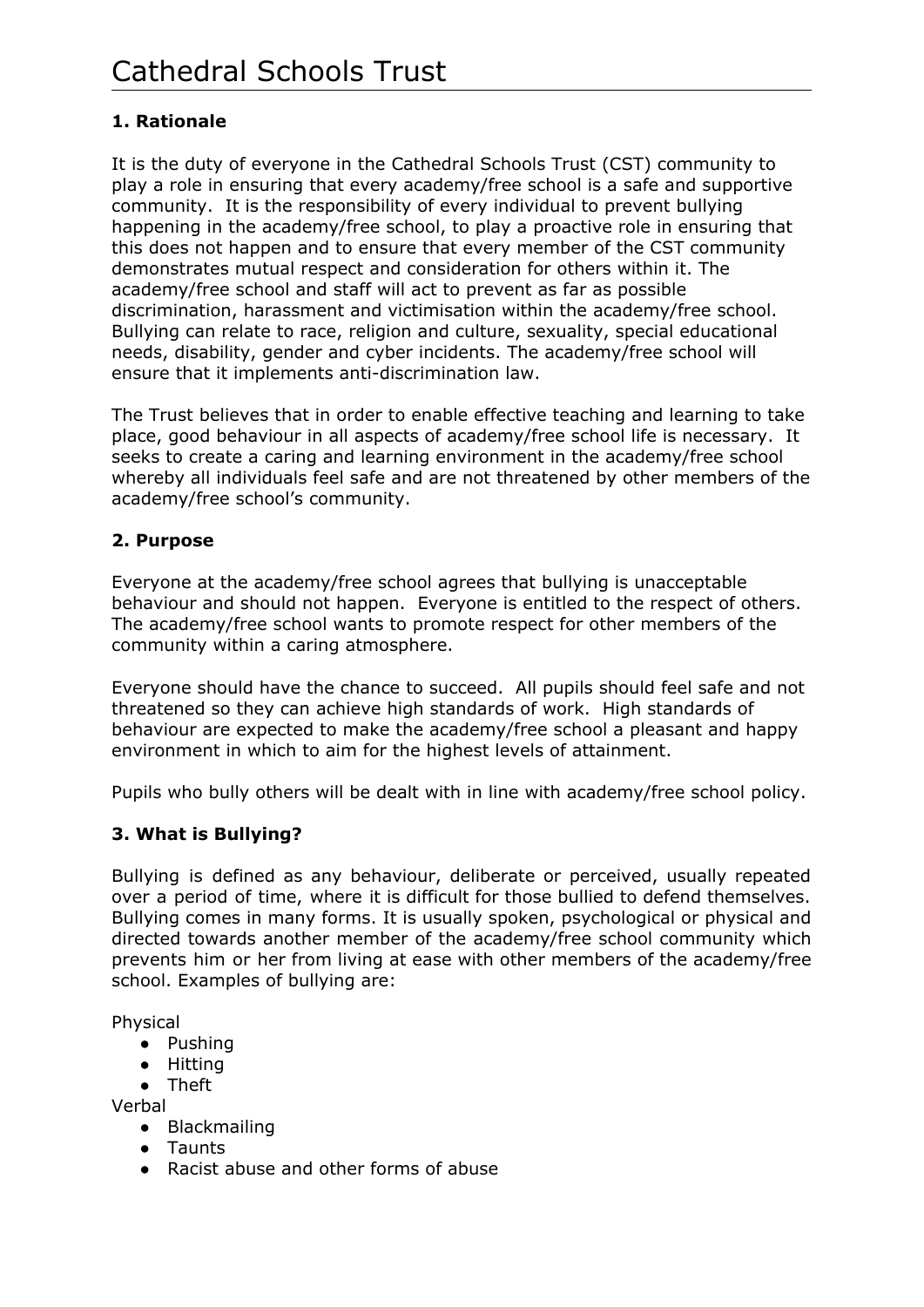# Cathedral Schools Trust

### 1. Rationale

It is the duty of everyone in the Cathedral Schools Trust (CST) community to play a role in ensuring that every academy/free school is a safe and supportive community. It is the responsibility of every individual to prevent bullying happening in the academy/free school, to play a proactive role in ensuring that this does not happen and to ensure that every member of the CST community demonstrates mutual respect and consideration for others within it. The academy/free school and staff will act to prevent as far as possible discrimination, harassment and victimisation within the academy/free school. Bullying can relate to race, religion and culture, sexuality, special educational needs, disability, gender and cyber incidents. The academy/free school will ensure that it implements anti-discrimination law.

The Trust believes that in order to enable effective teaching and learning to take place, good behaviour in all aspects of academy/free school life is necessary. It seeks to create a caring and learning environment in the academy/free school whereby all individuals feel safe and are not threatened by other members of the academy/free school's community.

### 2. Purpose

Everyone at the academy/free school agrees that bullying is unacceptable behaviour and should not happen. Everyone is entitled to the respect of others. The academy/free school wants to promote respect for other members of the community within a caring atmosphere.

Everyone should have the chance to succeed. All pupils should feel safe and not threatened so they can achieve high standards of work. High standards of behaviour are expected to make the academy/free school a pleasant and happy environment in which to aim for the highest levels of attainment.

Pupils who bully others will be dealt with in line with academy/free school policy.

### 3. What is Bullying?

Bullying is defined as any behaviour, deliberate or perceived, usually repeated over a period of time, where it is difficult for those bullied to defend themselves. Bullying comes in many forms. It is usually spoken, psychological or physical and directed towards another member of the academy/free school community which prevents him or her from living at ease with other members of the academy/free school. Examples of bullying are:

Physical

- Pushing
- Hitting
- Theft

Verbal

- Blackmailing
- Taunts
- Racist abuse and other forms of abuse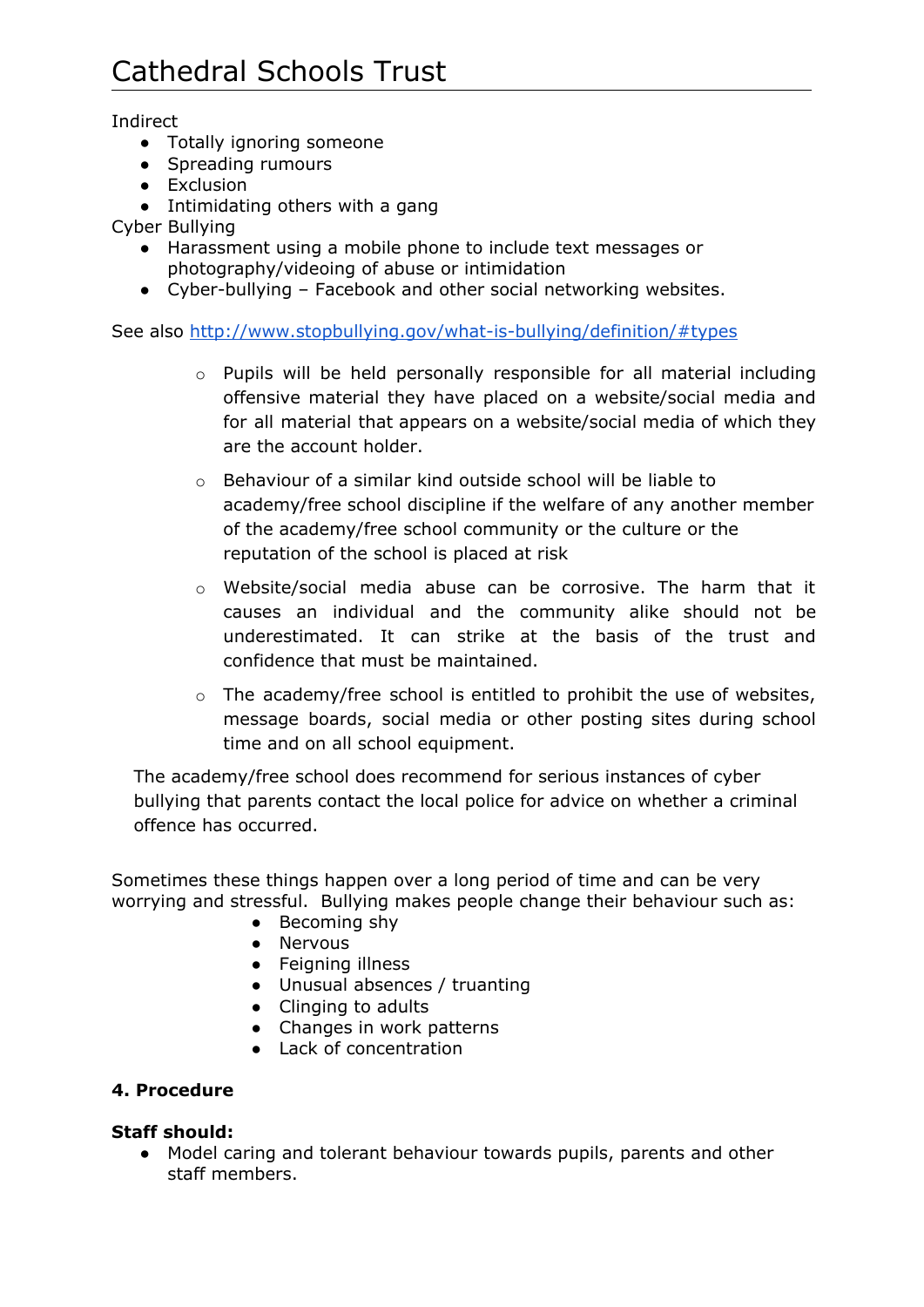Indirect

- Totally ignoring someone
- Spreading rumours
- Exclusion
- Intimidating others with a gang

Cyber Bullying

- Harassment using a mobile phone to include text messages or photography/videoing of abuse or intimidation
- Cyber-bullying – Facebook and other social networking websites.

See also [http://www.stopbullying.gov/what-is-bullying/definition/#types](http://www.stopbullying.gov/what-is-bullying/definition/#types)

- Pupils will be held personally responsible for all material including offensive material they have placed on a website/social media and for all material that appears on a website/social media of which they are the account holder.
- Behaviour of a similar kind outside school will be liable to academy/free school discipline if the welfare of any another member of the academy/free school community or the culture or the reputation of the school is placed at risk
- Website/social media abuse can be corrosive. The harm that it causes an individual and the community alike should not be underestimated. It can strike at the basis of the trust and confidence that must be maintained.
- The academy/free school is entitled to prohibit the use of websites, message boards, social media or other posting sites during school time and on all school equipment.

The academy/free school does recommend for serious instances of cyber bullying that parents contact the local police for advice on whether a criminal offence has occurred.

Sometimes these things happen over a long period of time and can be very worrying and stressful. Bullying makes people change their behaviour such as:

- Becoming shy
- Nervous
- Feigning illness
- Unusual absences / truanting
- Clinging to adults
- Changes in work patterns
- Lack of concentration

**4. Procedure**

**Staff should:**

- Model caring and tolerant behaviour towards pupils, parents and other staff members.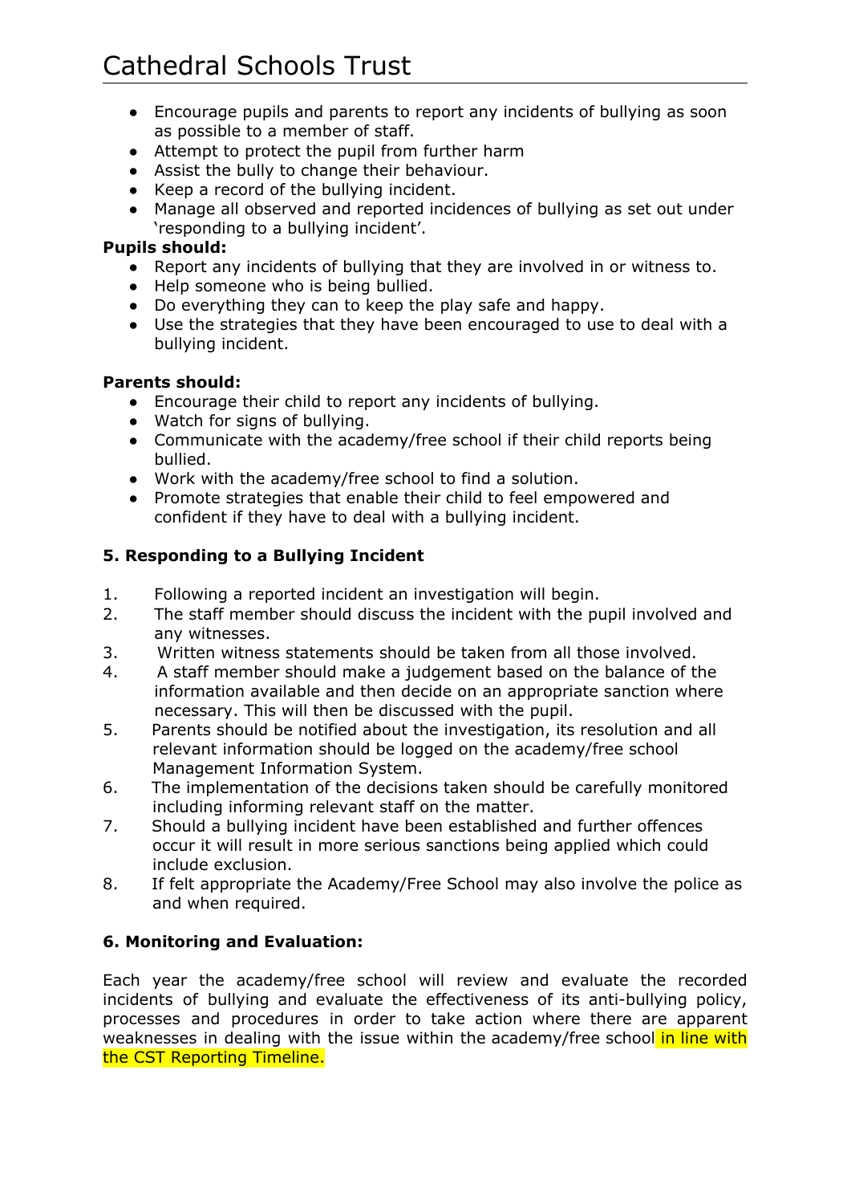- Encourage pupils and parents to report any incidents of bullying as soon as possible to a member of staff.
- Attempt to protect the pupil from further harm
- Assist the bully to change their behaviour.
- Keep a record of the bullying incident.
- Manage all observed and reported incidences of bullying as set out under 'responding to a bullying incident'.

**Pupils should:**

- Report any incidents of bullying that they are involved in or witness to.
- Help someone who is being bullied.
- Do everything they can to keep the play safe and happy.
- Use the strategies that they have been encouraged to use to deal with a bullying incident.

**Parents should:**

- Encourage their child to report any incidents of bullying.
- Watch for signs of bullying.
- Communicate with the academy/free school if their child reports being bullied.
- Work with the academy/free school to find a solution.
- Promote strategies that enable their child to feel empowered and confident if they have to deal with a bullying incident.

### 5. Responding to a Bullying Incident

1. Following a reported incident an investigation will begin.
2. The staff member should discuss the incident with the pupil involved and any witnesses.
3. Written witness statements should be taken from all those involved.
4. A staff member should make a judgement based on the balance of the information available and then decide on an appropriate sanction where necessary. This will then be discussed with the pupil.
5. Parents should be notified about the investigation, its resolution and all relevant information should be logged on the academy/free school Management Information System.
6. The implementation of the decisions taken should be carefully monitored including informing relevant staff on the matter.
7. Should a bullying incident have been established and further offences occur it will result in more serious sanctions being applied which could include exclusion.
8. If felt appropriate the Academy/Free School may also involve the police as and when required.

### 6. Monitoring and Evaluation:

Each year the academy/free school will review and evaluate the recorded incidents of bullying and evaluate the effectiveness of its anti-bullying policy, processes and procedures in order to take action where there are apparent weaknesses in dealing with the issue within the academy/free school in line with the CST Reporting Timeline.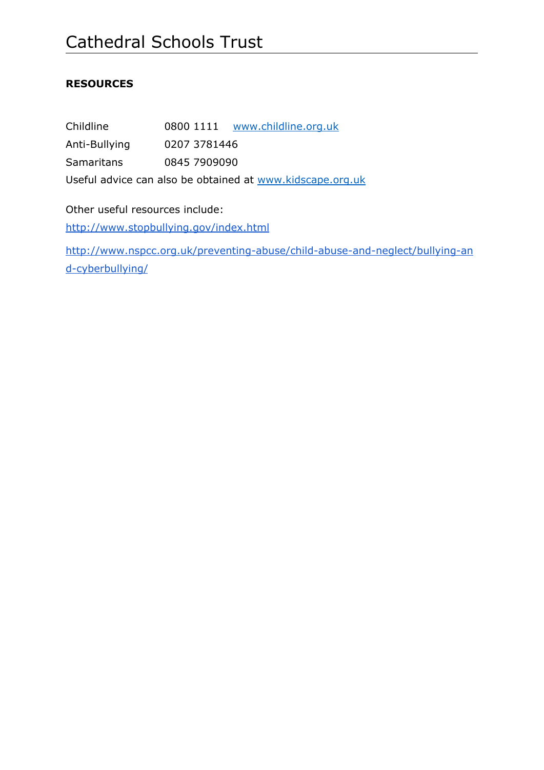**RESOURCES**

| | | |
|---|---|---|
| Childline | 0800 1111 | www.childline.org.uk |
| Anti-Bullying | 0207 3781446 | |
| Samaritans | 0845 7909090 | |

Useful advice can also be obtained at www.kidscape.org.uk

Other useful resources include:

http://www.stopbullying.gov/index.html

http://www.nspcc.org.uk/preventing-abuse/child-abuse-and-neglect/bullying-and-cyberbullying/